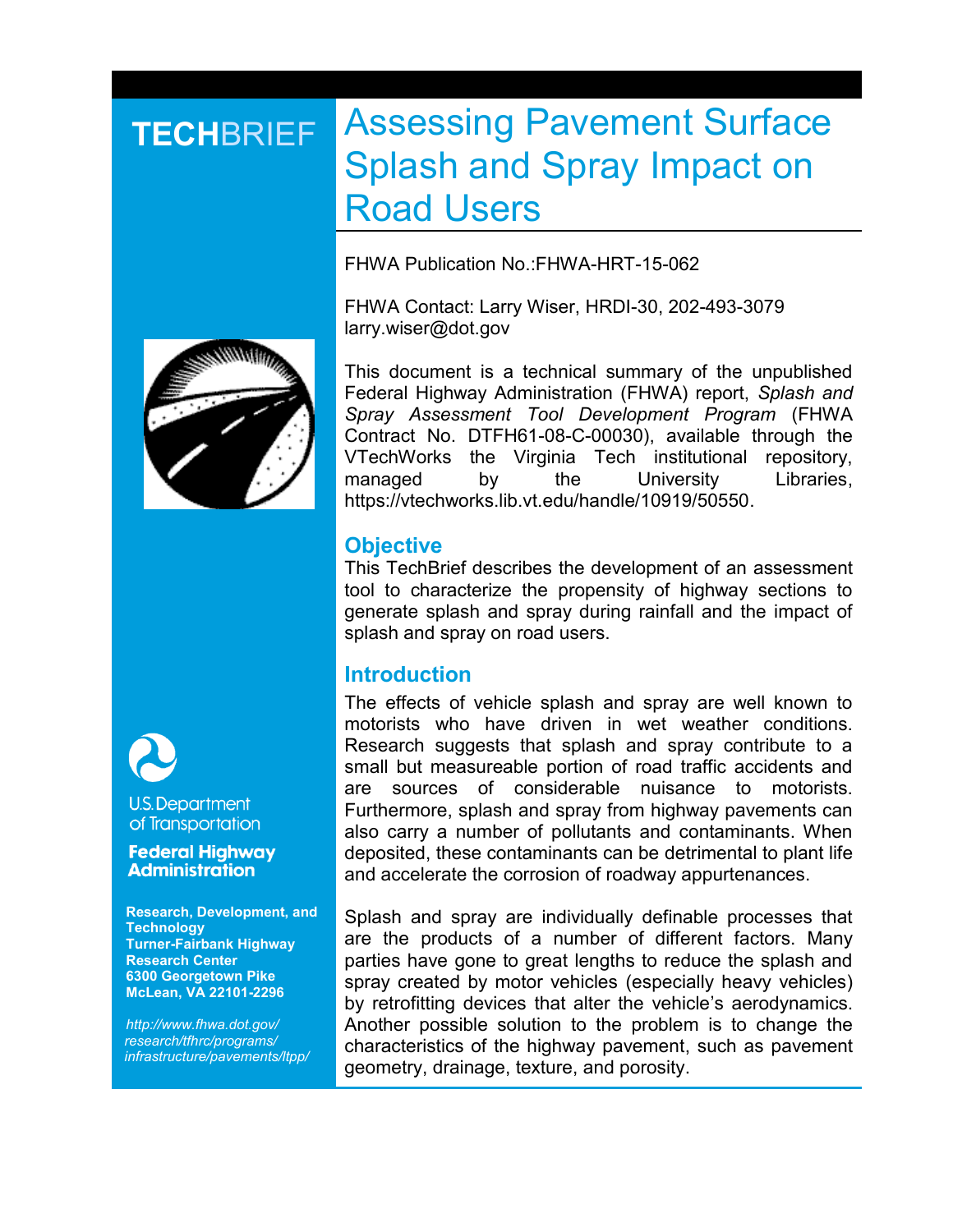# TECHBRIEF

# Assessing Pavement Surface Splash and Spray Impact on Road Users

FHWA Publication No.:FHWA-HRT-15-062

FHWA Contact: Larry Wiser, HRDI-30, 202-493-3079 larry.wiser@dot.gov

This document is a technical summary of the unpublished Federal Highway Administration (FHWA) report, *Splash and Spray Assessment Tool Development Program* (FHWA Contract No. DTFH61-08-C-00030), available through the VTechWorks the Virginia Tech institutional repository, managed by the University Libraries, https://vtechworks.lib.vt.edu/handle/10919/50550.

U.S. Department of Transportation

**Federal Highway Administration**

**Research, Development, and Technology Turner-Fairbank Highway Research Center 6300 Georgetown Pike McLean, VA 22101-2296**

*http://www.fhwa.dot.gov/research/tfhrc/programs/infrastructure/pavements/ltpp/*

## Objective

This TechBrief describes the development of an assessment tool to characterize the propensity of highway sections to generate splash and spray during rainfall and the impact of splash and spray on road users.

## Introduction

The effects of vehicle splash and spray are well known to motorists who have driven in wet weather conditions. Research suggests that splash and spray contribute to a small but measureable portion of road traffic accidents and are sources of considerable nuisance to motorists. Furthermore, splash and spray from highway pavements can also carry a number of pollutants and contaminants. When deposited, these contaminants can be detrimental to plant life and accelerate the corrosion of roadway appurtenances.

Splash and spray are individually definable processes that are the products of a number of different factors. Many parties have gone to great lengths to reduce the splash and spray created by motor vehicles (especially heavy vehicles) by retrofitting devices that alter the vehicle's aerodynamics. Another possible solution to the problem is to change the characteristics of the highway pavement, such as pavement geometry, drainage, texture, and porosity.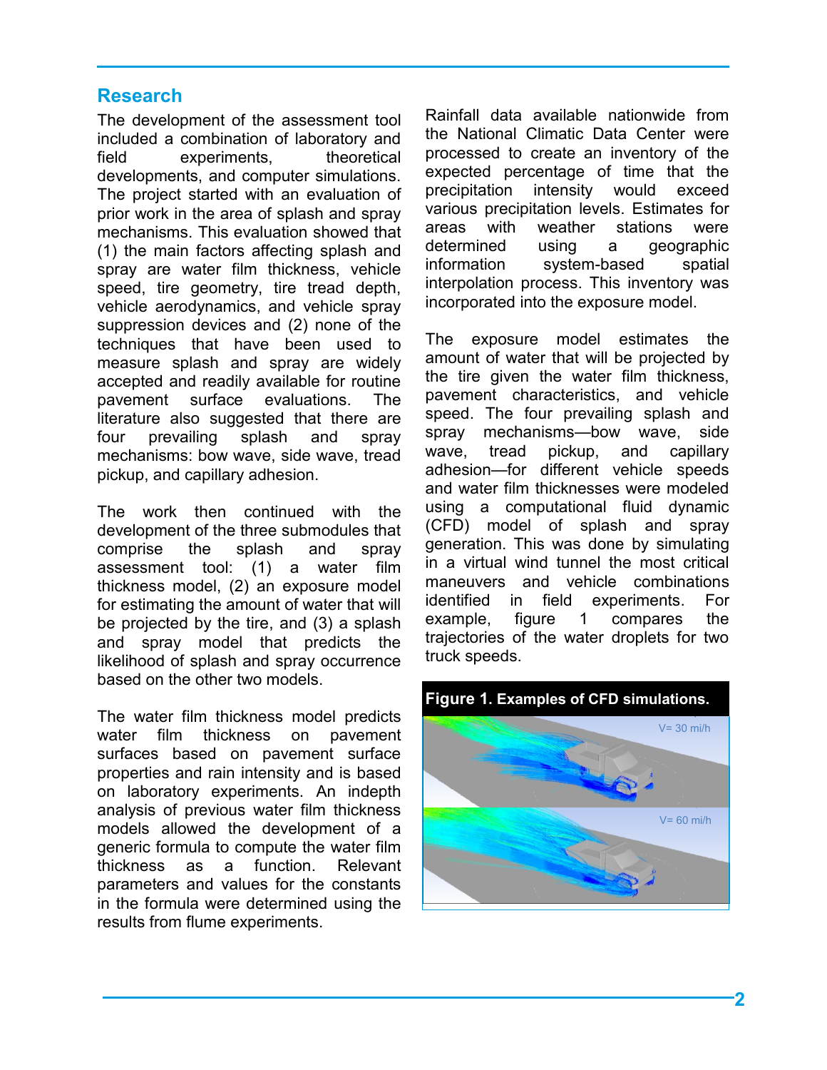## Research

The development of the assessment tool included a combination of laboratory and field experiments, theoretical developments, and computer simulations. The project started with an evaluation of prior work in the area of splash and spray mechanisms. This evaluation showed that (1) the main factors affecting splash and spray are water film thickness, vehicle speed, tire geometry, tire tread depth, vehicle aerodynamics, and vehicle spray suppression devices and (2) none of the techniques that have been used to measure splash and spray are widely accepted and readily available for routine pavement surface evaluations. The literature also suggested that there are four prevailing splash and spray mechanisms: bow wave, side wave, tread pickup, and capillary adhesion.

The work then continued with the development of the three submodules that comprise the splash and spray assessment tool: (1) a water film thickness model, (2) an exposure model for estimating the amount of water that will be projected by the tire, and (3) a splash and spray model that predicts the likelihood of splash and spray occurrence based on the other two models.

The water film thickness model predicts water film thickness on pavement surfaces based on pavement surface properties and rain intensity and is based on laboratory experiments. An indepth analysis of previous water film thickness models allowed the development of a generic formula to compute the water film thickness as a function. Relevant parameters and values for the constants in the formula were determined using the results from flume experiments.

Rainfall data available nationwide from the National Climatic Data Center were processed to create an inventory of the expected percentage of time that the precipitation intensity would exceed various precipitation levels. Estimates for areas with weather stations were determined using a geographic information system-based spatial interpolation process. This inventory was incorporated into the exposure model.

The exposure model estimates the amount of water that will be projected by the tire given the water film thickness, pavement characteristics, and vehicle speed. The four prevailing splash and spray mechanisms—bow wave, side wave, tread pickup, and capillary adhesion—for different vehicle speeds and water film thicknesses were modeled using a computational fluid dynamic (CFD) model of splash and spray generation. This was done by simulating in a virtual wind tunnel the most critical maneuvers and vehicle combinations identified in field experiments. For example, figure 1 compares the trajectories of the water droplets for two truck speeds.

**Figure 1. Examples of CFD simulations.**

V= 30 mi/h

V= 60 mi/h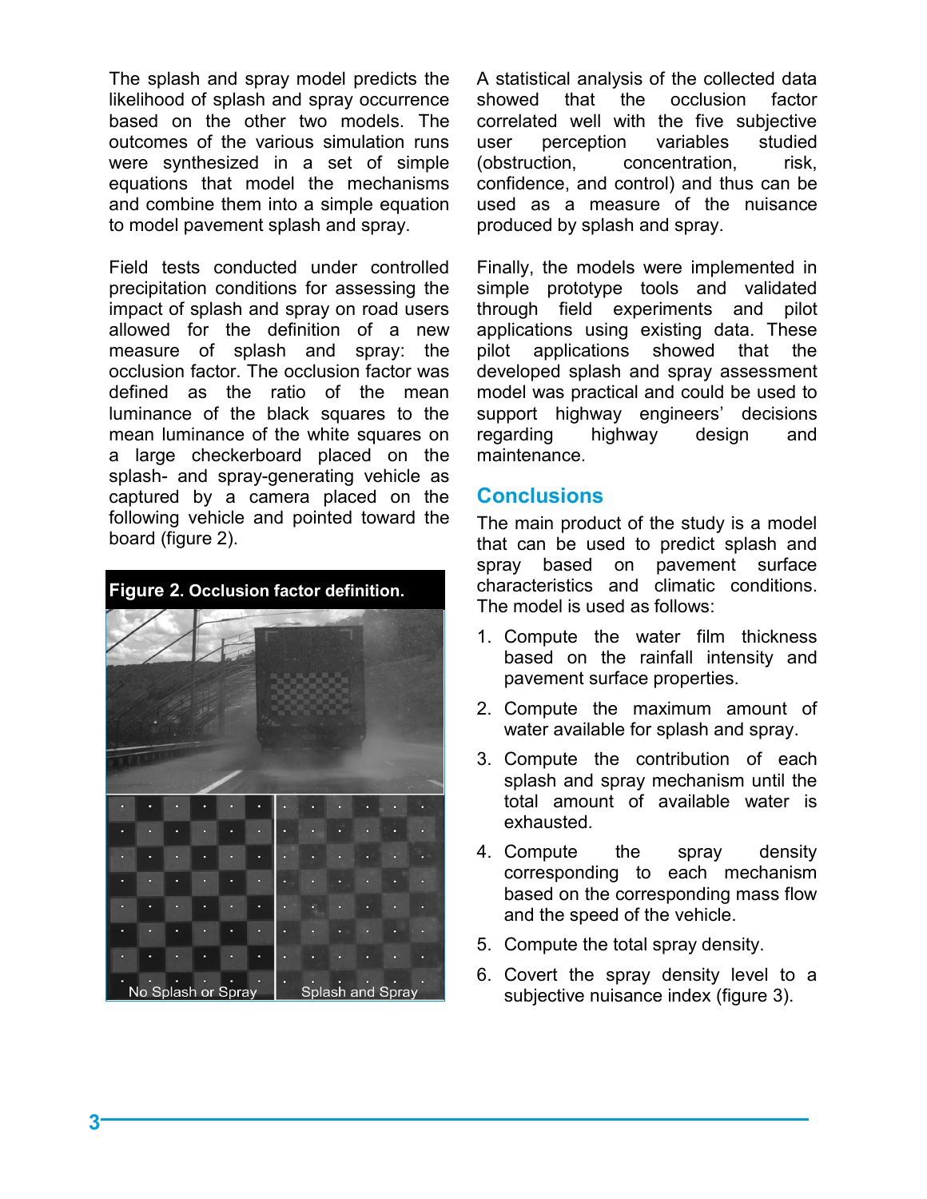The splash and spray model predicts the likelihood of splash and spray occurrence based on the other two models. The outcomes of the various simulation runs were synthesized in a set of simple equations that model the mechanisms and combine them into a simple equation to model pavement splash and spray.

Field tests conducted under controlled precipitation conditions for assessing the impact of splash and spray on road users allowed for the definition of a new measure of splash and spray: the occlusion factor. The occlusion factor was defined as the ratio of the mean luminance of the black squares to the mean luminance of the white squares on a large checkerboard placed on the splash- and spray-generating vehicle as captured by a camera placed on the following vehicle and pointed toward the board (figure 2).

**Figure 2. Occlusion factor definition.**

No Splash or Spray

Splash and Spray

A statistical analysis of the collected data showed that the occlusion factor correlated well with the five subjective user perception variables studied (obstruction, concentration, risk, confidence, and control) and thus can be used as a measure of the nuisance produced by splash and spray.

Finally, the models were implemented in simple prototype tools and validated through field experiments and pilot applications using existing data. These pilot applications showed that the developed splash and spray assessment model was practical and could be used to support highway engineers' decisions regarding highway design and maintenance.

## Conclusions

The main product of the study is a model that can be used to predict splash and spray based on pavement surface characteristics and climatic conditions. The model is used as follows:

1. Compute the water film thickness based on the rainfall intensity and pavement surface properties.
2. Compute the maximum amount of water available for splash and spray.
3. Compute the contribution of each splash and spray mechanism until the total amount of available water is exhausted.
4. Compute the spray density corresponding to each mechanism based on the corresponding mass flow and the speed of the vehicle.
5. Compute the total spray density.
6. Covert the spray density level to a subjective nuisance index (figure 3).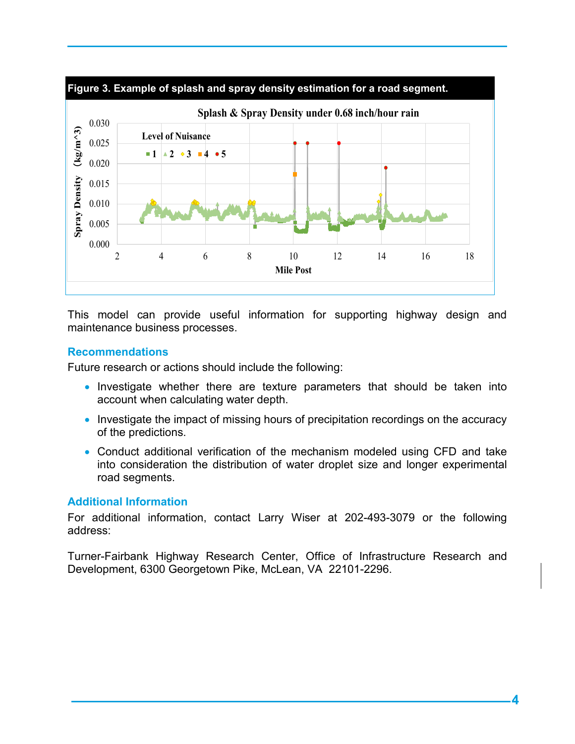**Figure 3. Example of splash and spray density estimation for a road segment.**

This model can provide useful information for supporting highway design and maintenance business processes.

## Recommendations

Future research or actions should include the following:

- Investigate whether there are texture parameters that should be taken into account when calculating water depth.
- Investigate the impact of missing hours of precipitation recordings on the accuracy of the predictions.
- Conduct additional verification of the mechanism modeled using CFD and take into consideration the distribution of water droplet size and longer experimental road segments.

## Additional Information

For additional information, contact Larry Wiser at 202-493-3079 or the following address:

Turner-Fairbank Highway Research Center, Office of Infrastructure Research and Development, 6300 Georgetown Pike, McLean, VA 22101-2296.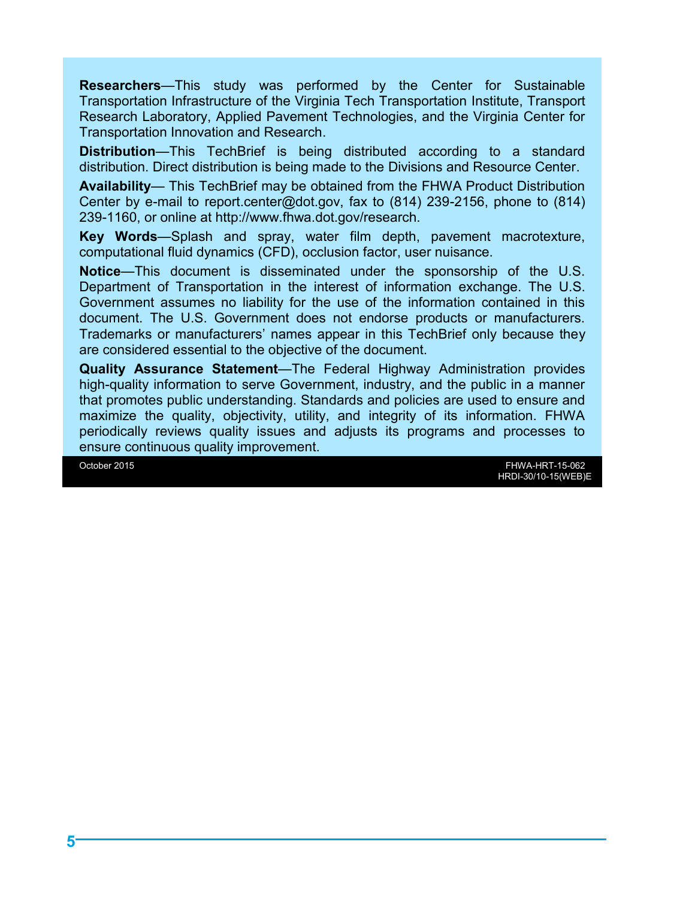**Researchers**—This study was performed by the Center for Sustainable Transportation Infrastructure of the Virginia Tech Transportation Institute, Transport Research Laboratory, Applied Pavement Technologies, and the Virginia Center for Transportation Innovation and Research.

**Distribution**—This TechBrief is being distributed according to a standard distribution. Direct distribution is being made to the Divisions and Resource Center.

**Availability**— This TechBrief may be obtained from the FHWA Product Distribution Center by e-mail to report.center@dot.gov, fax to (814) 239-2156, phone to (814) 239-1160, or online at http://www.fhwa.dot.gov/research.

**Key Words**—Splash and spray, water film depth, pavement macrotexture, computational fluid dynamics (CFD), occlusion factor, user nuisance.

**Notice**—This document is disseminated under the sponsorship of the U.S. Department of Transportation in the interest of information exchange. The U.S. Government assumes no liability for the use of the information contained in this document. The U.S. Government does not endorse products or manufacturers. Trademarks or manufacturers' names appear in this TechBrief only because they are considered essential to the objective of the document.

**Quality Assurance Statement**—The Federal Highway Administration provides high-quality information to serve Government, industry, and the public in a manner that promotes public understanding. Standards and policies are used to ensure and maximize the quality, objectivity, utility, and integrity of its information. FHWA periodically reviews quality issues and adjusts its programs and processes to ensure continuous quality improvement.

October 2015

FHWA-HRT-15-062
HRDI-30/10-15(WEB)E